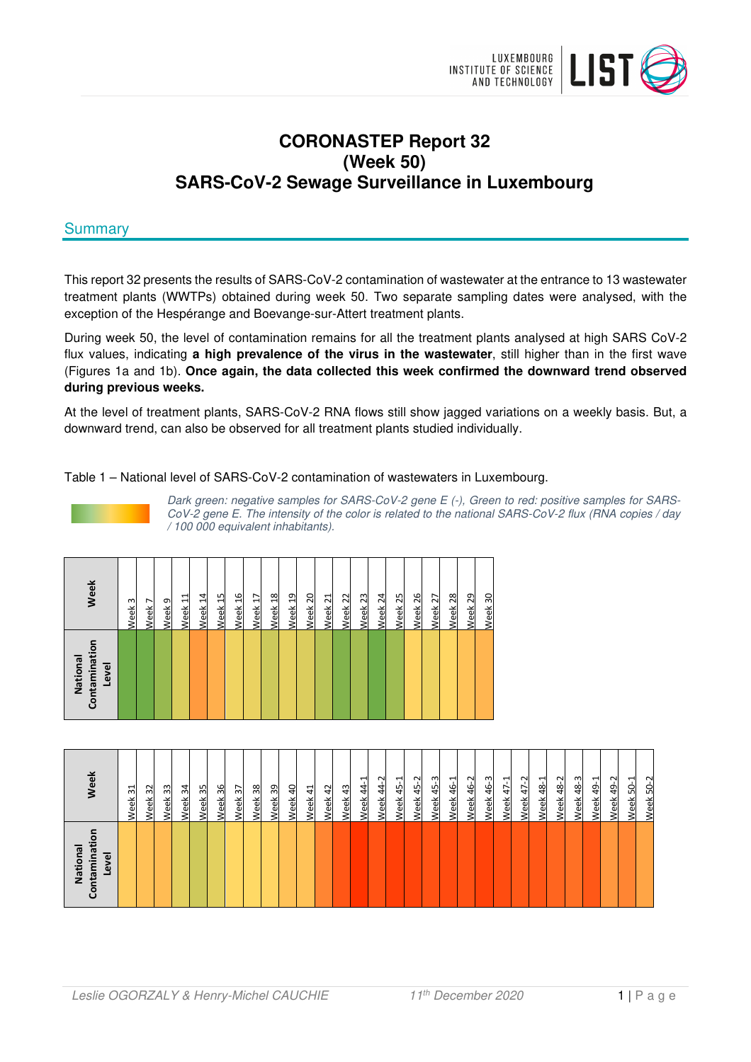# CORONASTEP Report 32 (Week 50) SARS-CoV-2 Sewage Surveillance in Luxembourg

## Summary

This report 32 presents the results of SARS-CoV-2 contamination of wastewater at the entrance to 13 wastewater treatment plants (WWTPs) obtained during week 50. Two separate sampling dates were analysed, with the exception of the Hespérange and Boevange-sur-Attert treatment plants.

During week 50, the level of contamination remains for all the treatment plants analysed at high SARS CoV-2 flux values, indicating **a high prevalence of the virus in the wastewater**, still higher than in the first wave (Figures 1a and 1b). **Once again, the data collected this week confirmed the downward trend observed during previous weeks.**

At the level of treatment plants, SARS-CoV-2 RNA flows still show jagged variations on a weekly basis. But, a downward trend, can also be observed for all treatment plants studied individually.

Table 1 – National level of SARS-CoV-2 contamination of wastewaters in Luxembourg.

*Dark green: negative samples for SARS-CoV-2 gene E (-), Green to red: positive samples for SARS-CoV-2 gene E. The intensity of the color is related to the national SARS-CoV-2 flux (RNA copies / day / 100 000 equivalent inhabitants).*

| Week | Week 3 | Week 7 | Week 9 | Week 11 | Week 14 | Week 15 | Week 16 | Week 17 | Week 18 | Week 19 | Week 20 | Week 21 | Week 22 | Week 23 | Week 24 | Week 25 | Week 26 | Week 27 | Week 28 | Week 29 | Week 30 |
|---|---|---|---|---|---|---|---|---|---|---|---|---|---|---|---|---|---|---|---|---|---|
| National Contamination Level | | | | | | | | | | | | | | | | | | | | | |

| Week | Week 31 | Week 32 | Week 33 | Week 34 | Week 35 | Week 36 | Week 37 | Week 38 | Week 39 | Week 40 | Week 41 | Week 42 | Week 43 | Week 44-1 | Week 44-2 | Week 45-1 | Week 45-2 | Week 45-3 | Week 46-1 | Week 46-2 | Week 46-3 | Week 47-1 | Week 47-2 | Week 48-1 | Week 48-2 | Week 48-3 | Week 49-1 | Week 49-2 | Week 50-1 | Week 50-2 |
|---|---|---|---|---|---|---|---|---|---|---|---|---|---|---|---|---|---|---|---|---|---|---|---|---|---|---|---|---|---|---|
| National Contamination Level | | | | | | | | | | | | | | | | | | | | | | | | | | | | | | |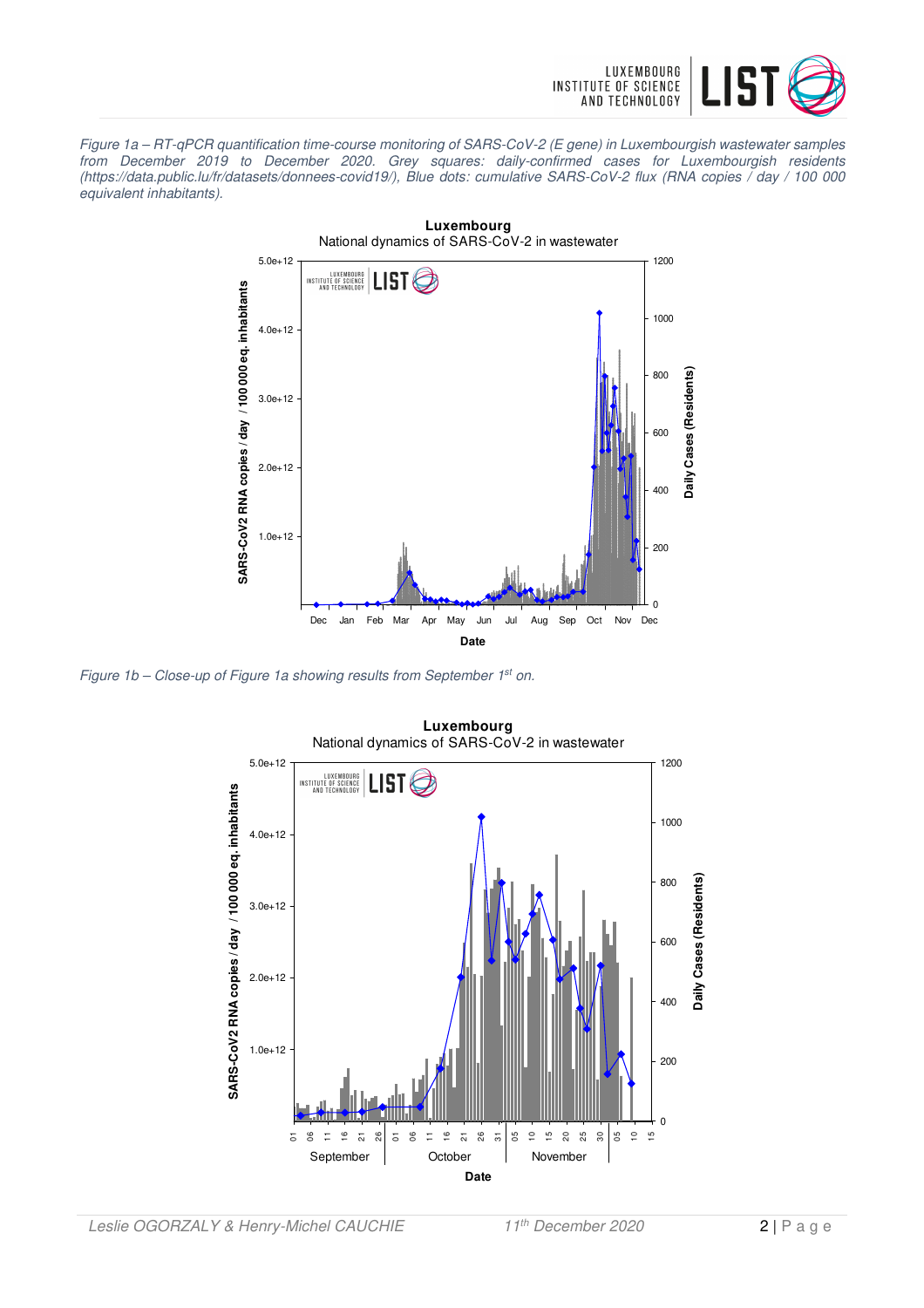*Figure 1a – RT-qPCR quantification time-course monitoring of SARS-CoV-2 (E gene) in Luxembourgish wastewater samples from December 2019 to December 2020. Grey squares: daily-confirmed cases for Luxembourgish residents (https://data.public.lu/fr/datasets/donnees-covid19/), Blue dots: cumulative SARS-CoV-2 flux (RNA copies / day / 100 000 equivalent inhabitants).*

*Figure 1b – Close-up of Figure 1a showing results from September 1st on.*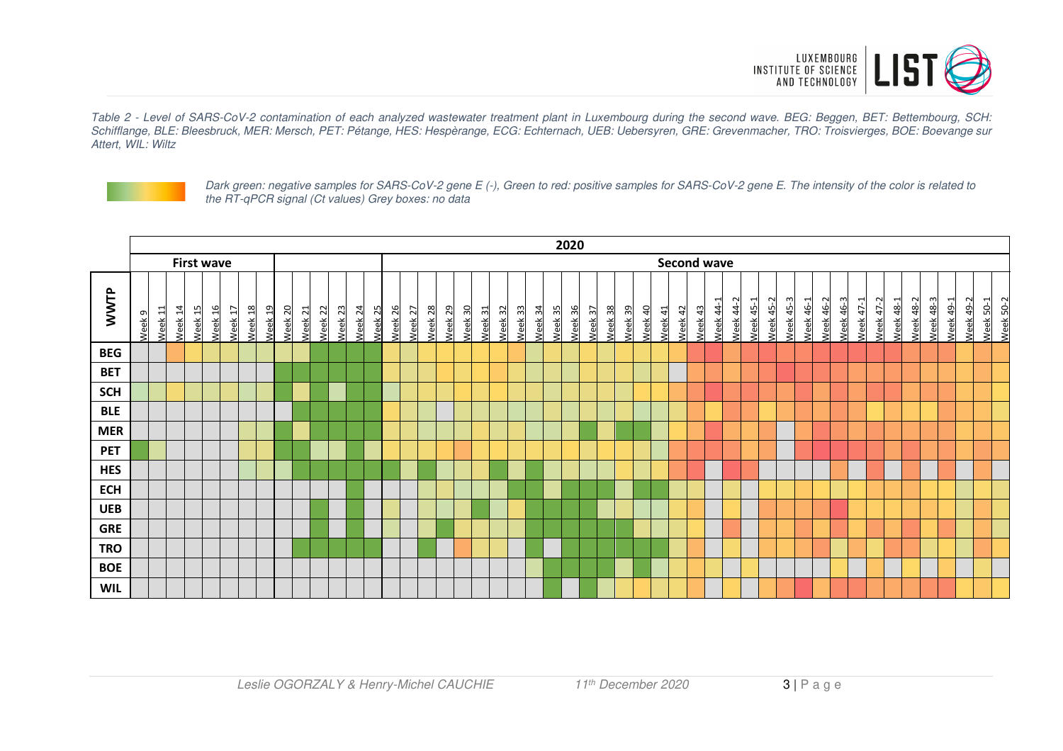*Table 2 - Level of SARS-CoV-2 contamination of each analyzed wastewater treatment plant in Luxembourg during the second wave. BEG: Beggen, BET: Bettembourg, SCH: Schifflange, BLE: Bleesbruck, MER: Mersch, PET: Pétange, HES: Hespèrange, ECG: Echternach, UEB: Uebersyren, GRE: Grevenmacher, TRO: Troisvierges, BOE: Boevange sur Attert, WIL: Wiltz*

*Dark green: negative samples for SARS-CoV-2 gene E (-), Green to red: positive samples for SARS-CoV-2 gene E. The intensity of the color is related to the RT-qPCR signal (Ct values) Grey boxes: no data*

| WWTP | 2020 | | | | | | | | | | | | | | | | | | | | | | | | | | | | | | | | | | | | | | | | | | | | | | | | | | | | | | | | | | | | | | | | | | | |
|---|---|---|---|---|---|---|---|---|---|---|---|---|---|---|---|---|---|---|---|---|---|---|---|---|---|---|---|---|---|---|---|---|---|---|---|---|---|---|---|---|---|---|---|---|---|---|---|---|
| | First wave | | | | | | | | | | | | | | | Second wave | | | | | | | | | | | | | | | | | | | | | | | | | | | | | | | | |
| | Week 9 | Week 11 | Week 14 | Week 15 | Week 16 | Week 17 | Week 18 | Week 19 | Week 20 | Week 21 | Week 22 | Week 23 | Week 24 | Week 25 | Week 26 | Week 27 | Week 28 | Week 29 | Week 30 | Week 31 | Week 32 | Week 33 | Week 34 | Week 35 | Week 36 | Week 37 | Week 38 | Week 39 | Week 40 | Week 41 | Week 42 | Week 43 | Week 44-1 | Week 44-2 | Week 45-1 | Week 45-2 | Week 45-3 | Week 46-1 | Week 46-2 | Week 46-3 | Week 47-1 | Week 47-2 | Week 48-1 | Week 48-2 | Week 48-3 | Week 49-1 | Week 49-2 | Week 50-1 | Week 50-2 |
| BEG | | | | | | | | | | | | | | | | | | | | | | | | | | | | | | | | | | | | | | | | | | | | | | | | | |
| BET | | | | | | | | | | | | | | | | | | | | | | | | | | | | | | | | | | | | | | | | | | | | | | | | | |
| SCH | | | | | | | | | | | | | | | | | | | | | | | | | | | | | | | | | | | | | | | | | | | | | | | | | |
| BLE | | | | | | | | | | | | | | | | | | | | | | | | | | | | | | | | | | | | | | | | | | | | | | | | | |
| MER | | | | | | | | | | | | | | | | | | | | | | | | | | | | | | | | | | | | | | | | | | | | | | | | | |
| PET | | | | | | | | | | | | | | | | | | | | | | | | | | | | | | | | | | | | | | | | | | | | | | | | | |
| HES | | | | | | | | | | | | | | | | | | | | | | | | | | | | | | | | | | | | | | | | | | | | | | | | | |
| ECH | | | | | | | | | | | | | | | | | | | | | | | | | | | | | | | | | | | | | | | | | | | | | | | | | |
| UEB | | | | | | | | | | | | | | | | | | | | | | | | | | | | | | | | | | | | | | | | | | | | | | | | | |
| GRE | | | | | | | | | | | | | | | | | | | | | | | | | | | | | | | | | | | | | | | | | | | | | | | | | |
| TRO | | | | | | | | | | | | | | | | | | | | | | | | | | | | | | | | | | | | | | | | | | | | | | | | | |
| BOE | | | | | | | | | | | | | | | | | | | | | | | | | | | | | | | | | | | | | | | | | | | | | | | | | |
| WIL | | | | | | | | | | | | | | | | | | | | | | | | | | | | | | | | | | | | | | | | | | | | | | | | | |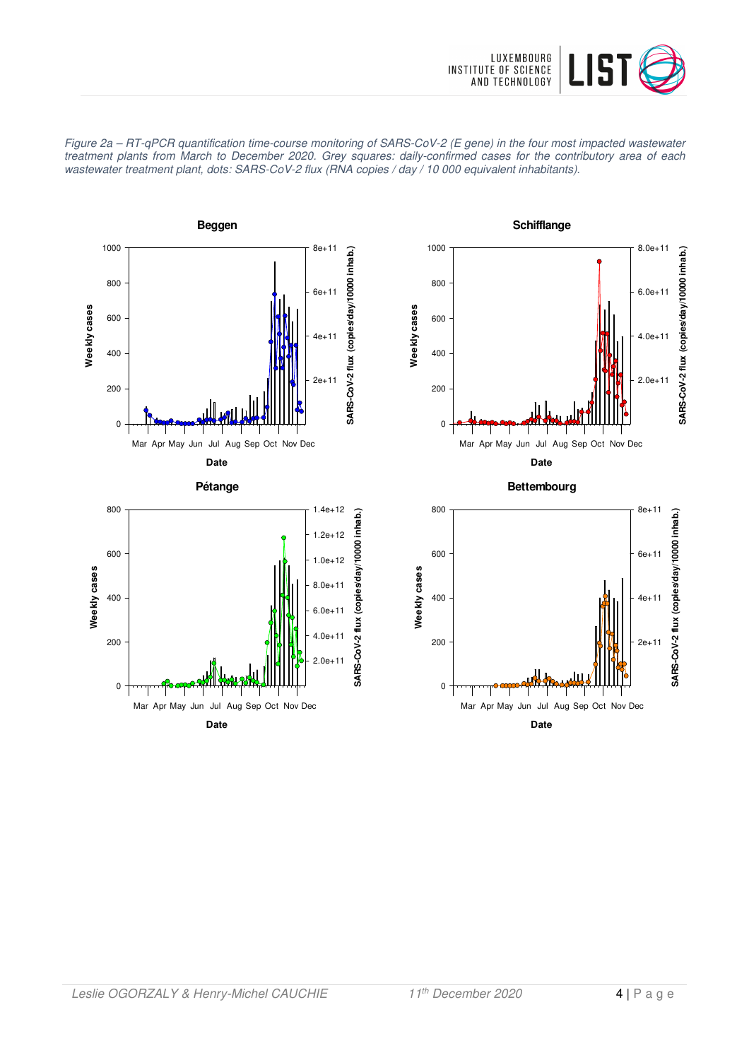*Figure 2a – RT-qPCR quantification time-course monitoring of SARS-CoV-2 (E gene) in the four most impacted wastewater treatment plants from March to December 2020. Grey squares: daily-confirmed cases for the contributory area of each wastewater treatment plant, dots: SARS-CoV-2 flux (RNA copies / day / 10 000 equivalent inhabitants).*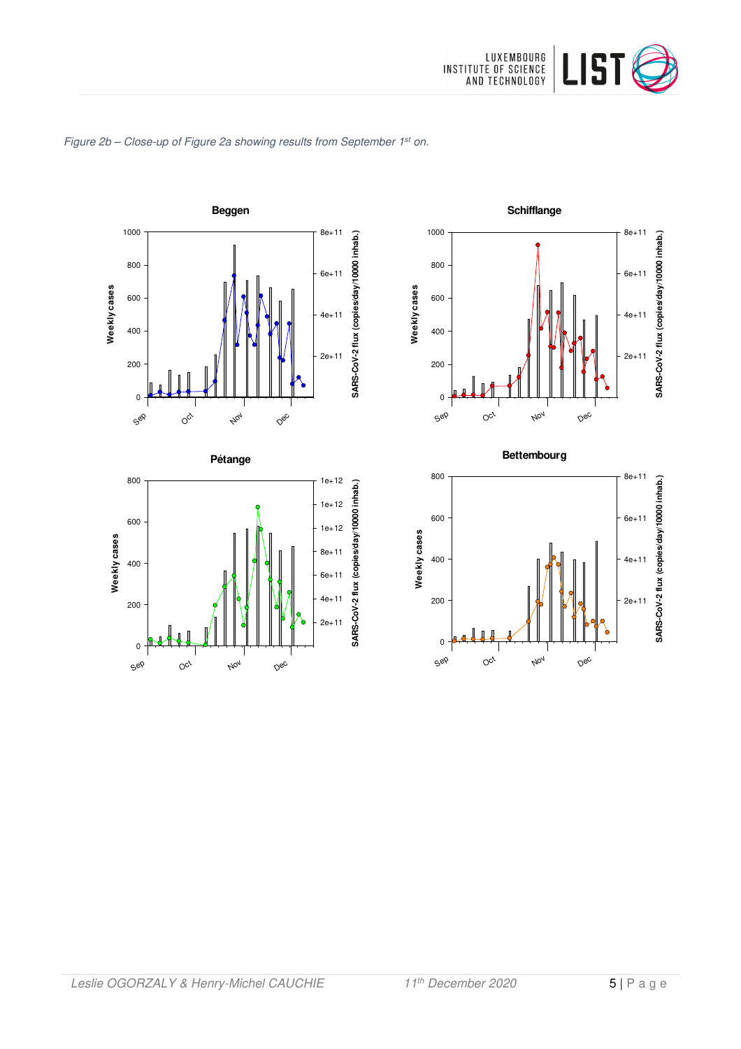*Figure 2b – Close-up of Figure 2a showing results from September 1st on.*

**Beggen**

**Schifflange**

**Pétange**

**Bettembourg**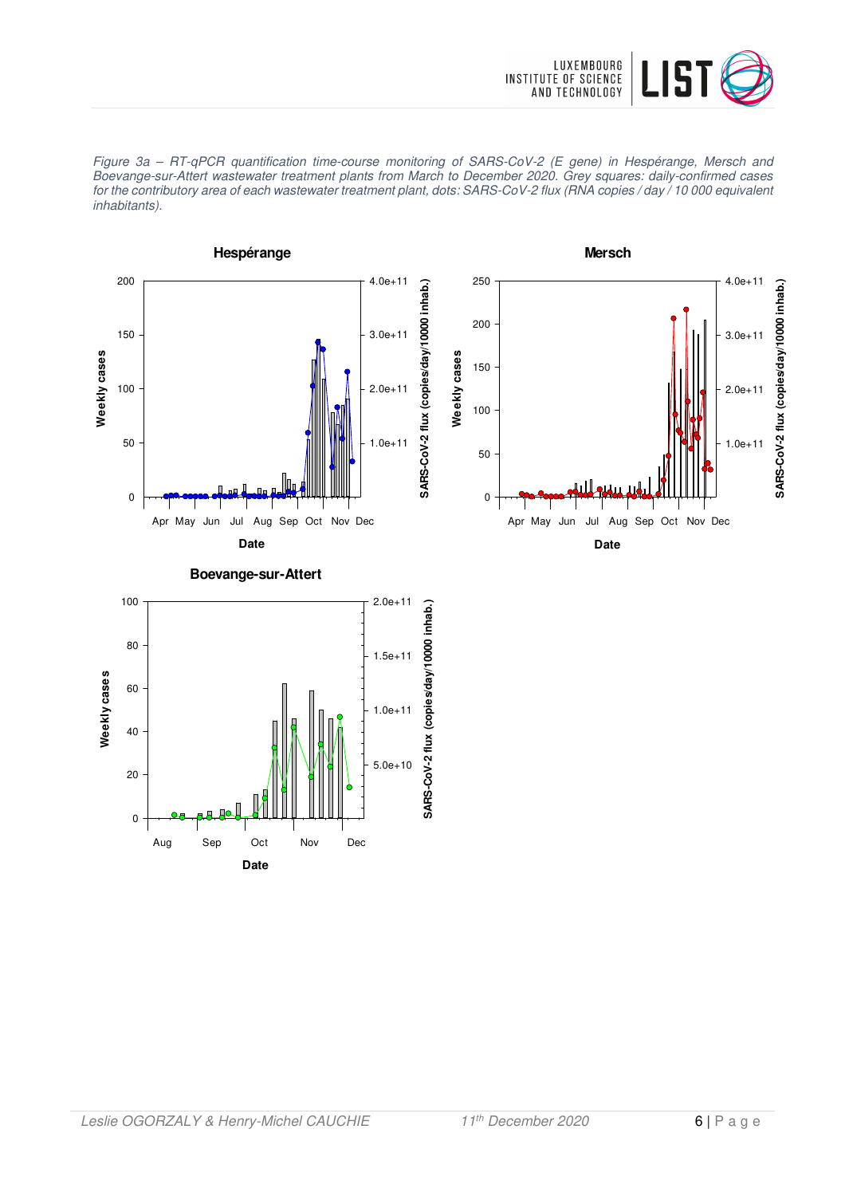*Figure 3a – RT-qPCR quantification time-course monitoring of SARS-CoV-2 (E gene) in Hespérange, Mersch and Boevange-sur-Attert wastewater treatment plants from March to December 2020. Grey squares: daily-confirmed cases for the contributory area of each wastewater treatment plant, dots: SARS-CoV-2 flux (RNA copies / day / 10 000 equivalent inhabitants).*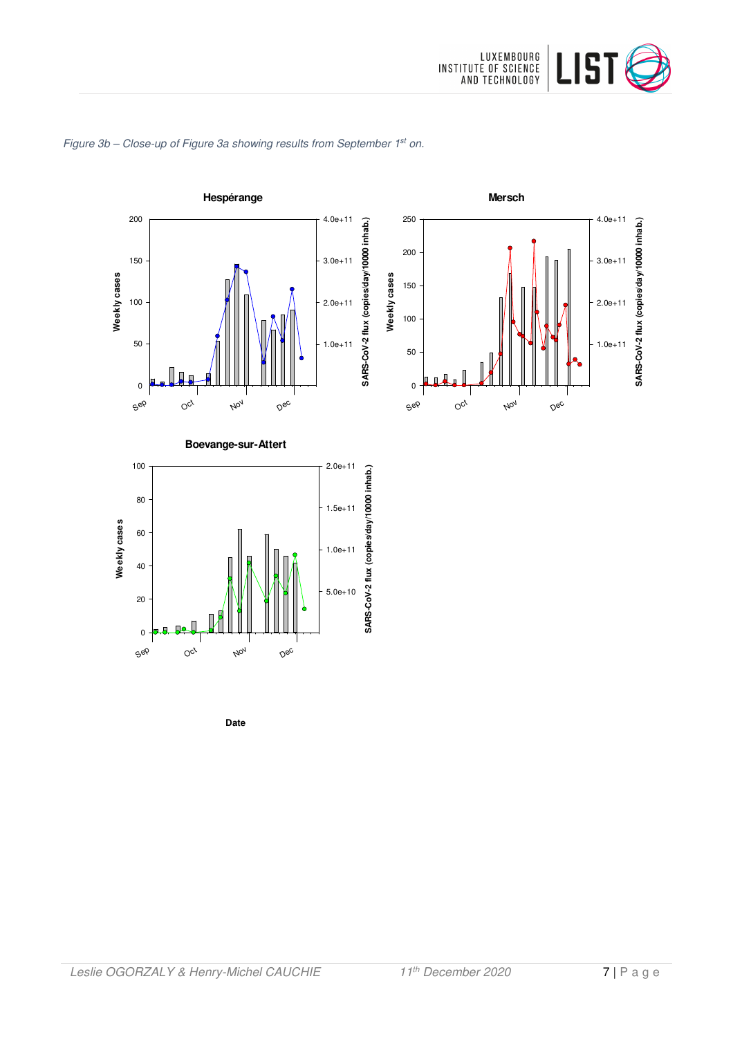*Figure 3b – Close-up of Figure 3a showing results from September 1st on.*

**Hespérange**

**Mersch**

**Boevange-sur-Attert**

Weekly cases

SARS-CoV-2 flux (copies/day/10000 inhab.)

Sep Oct Nov Dec

**Date**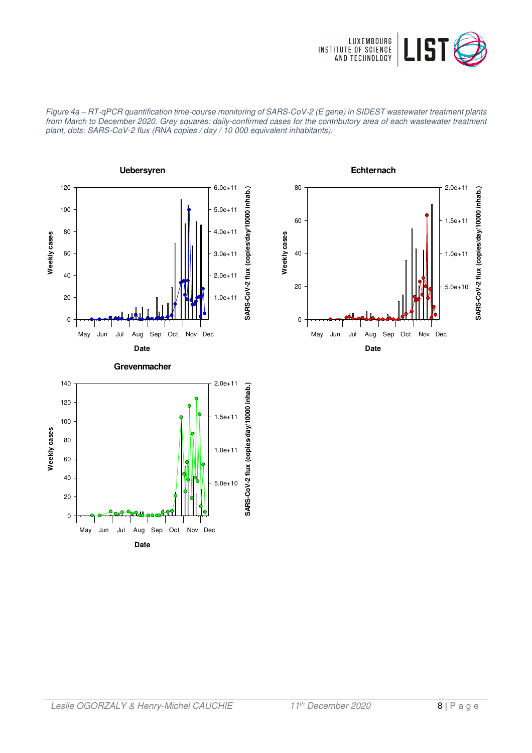*Figure 4a – RT-qPCR quantification time-course monitoring of SARS-CoV-2 (E gene) in SIDEST wastewater treatment plants from March to December 2020. Grey squares: daily-confirmed cases for the contributory area of each wastewater treatment plant, dots: SARS-CoV-2 flux (RNA copies / day / 10 000 equivalent inhabitants).*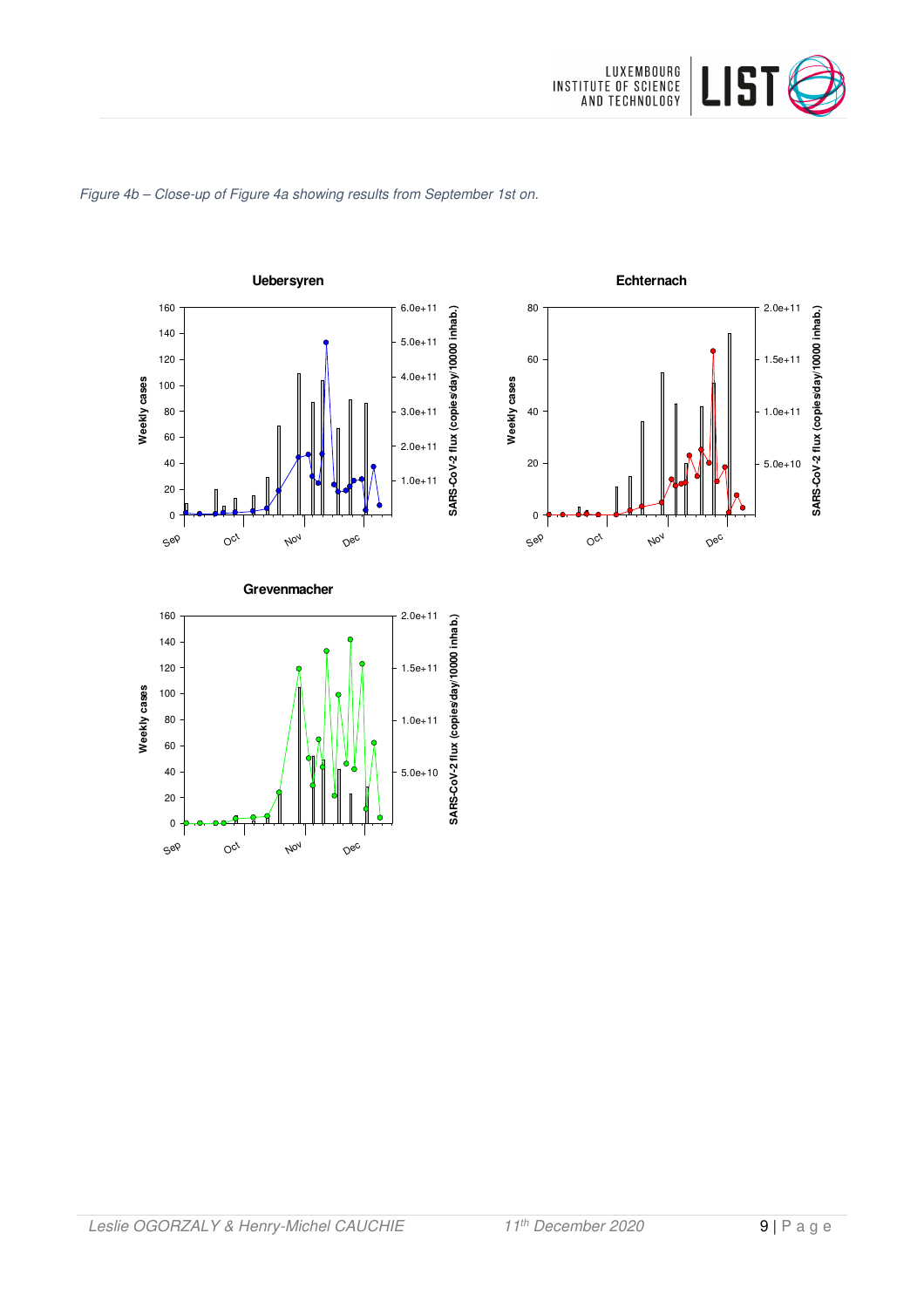*Figure 4b – Close-up of Figure 4a showing results from September 1st on.*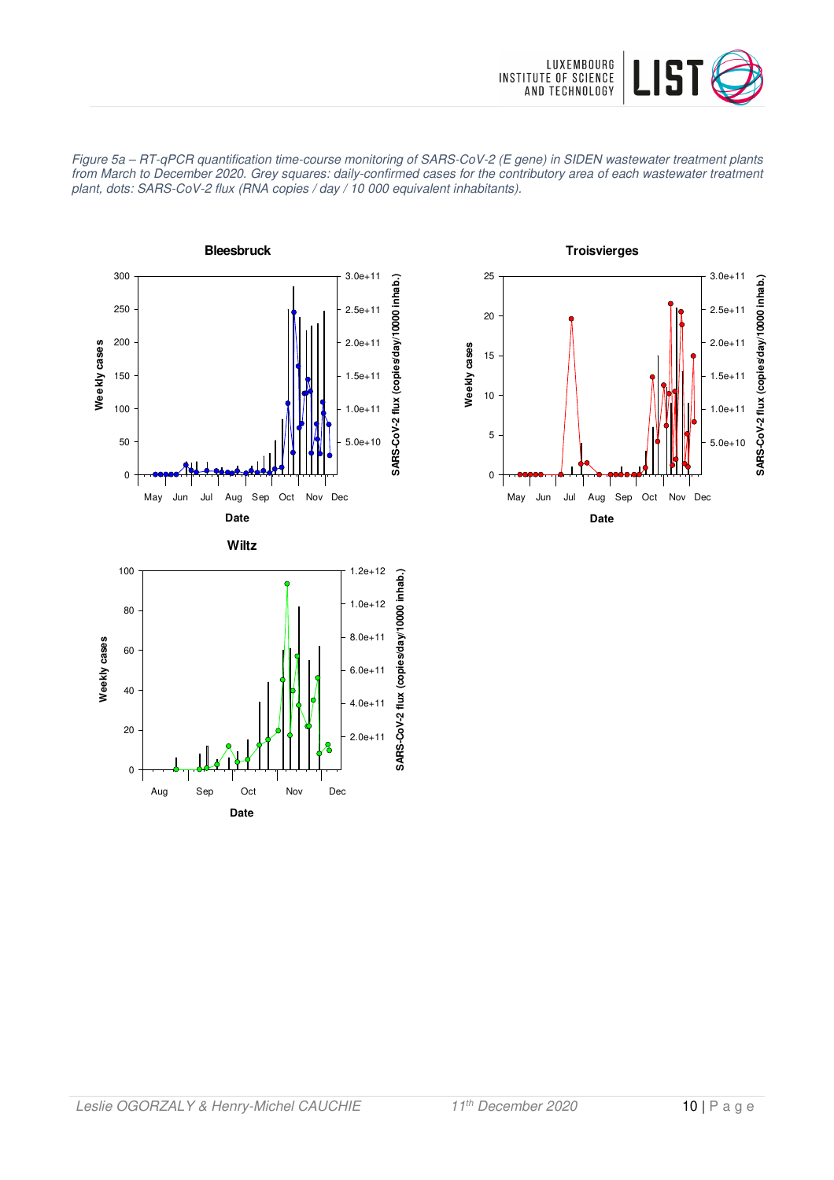*Figure 5a – RT-qPCR quantification time-course monitoring of SARS-CoV-2 (E gene) in SIDEN wastewater treatment plants from March to December 2020. Grey squares: daily-confirmed cases for the contributory area of each wastewater treatment plant, dots: SARS-CoV-2 flux (RNA copies / day / 10 000 equivalent inhabitants).*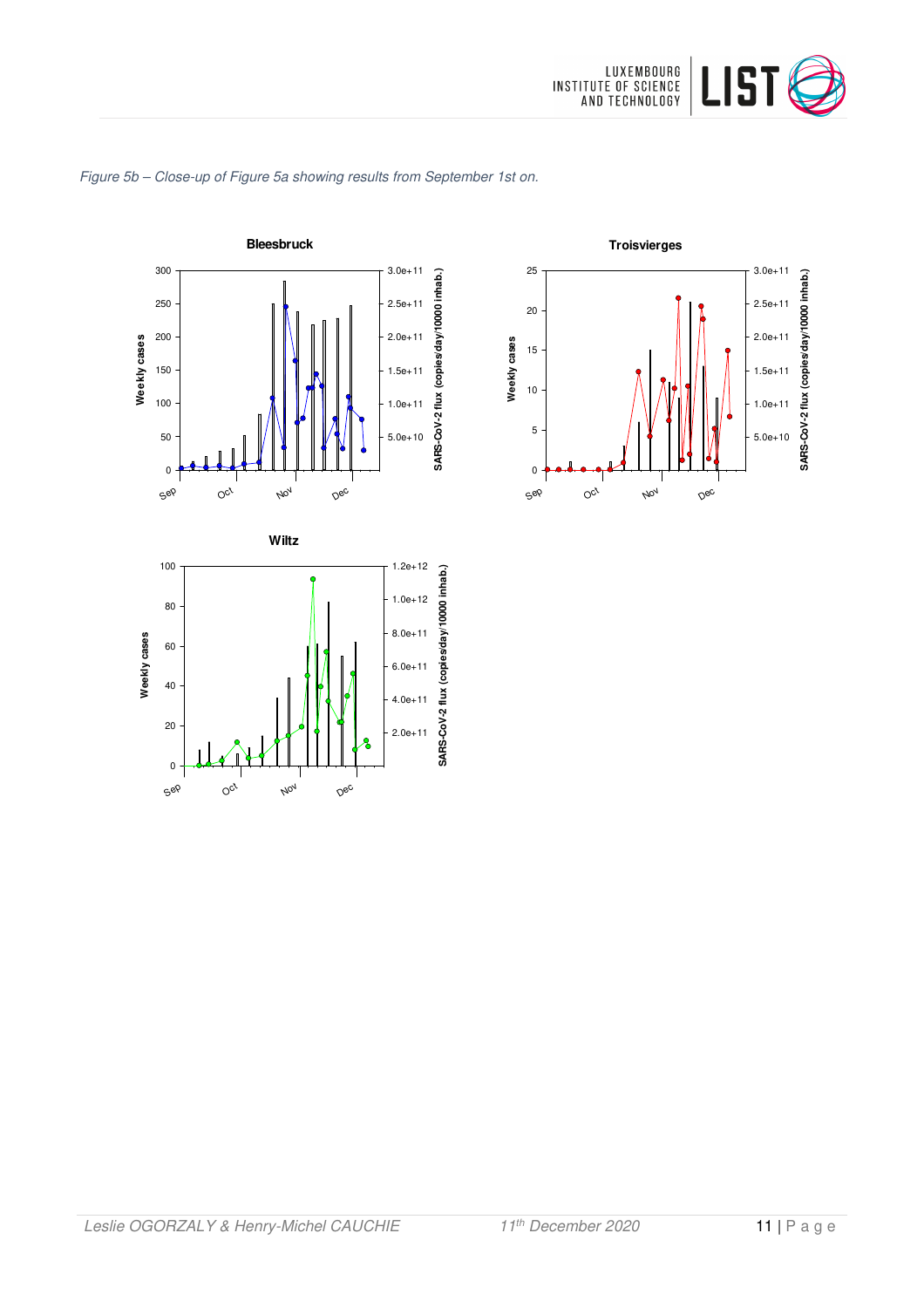*Figure 5b – Close-up of Figure 5a showing results from September 1st on.*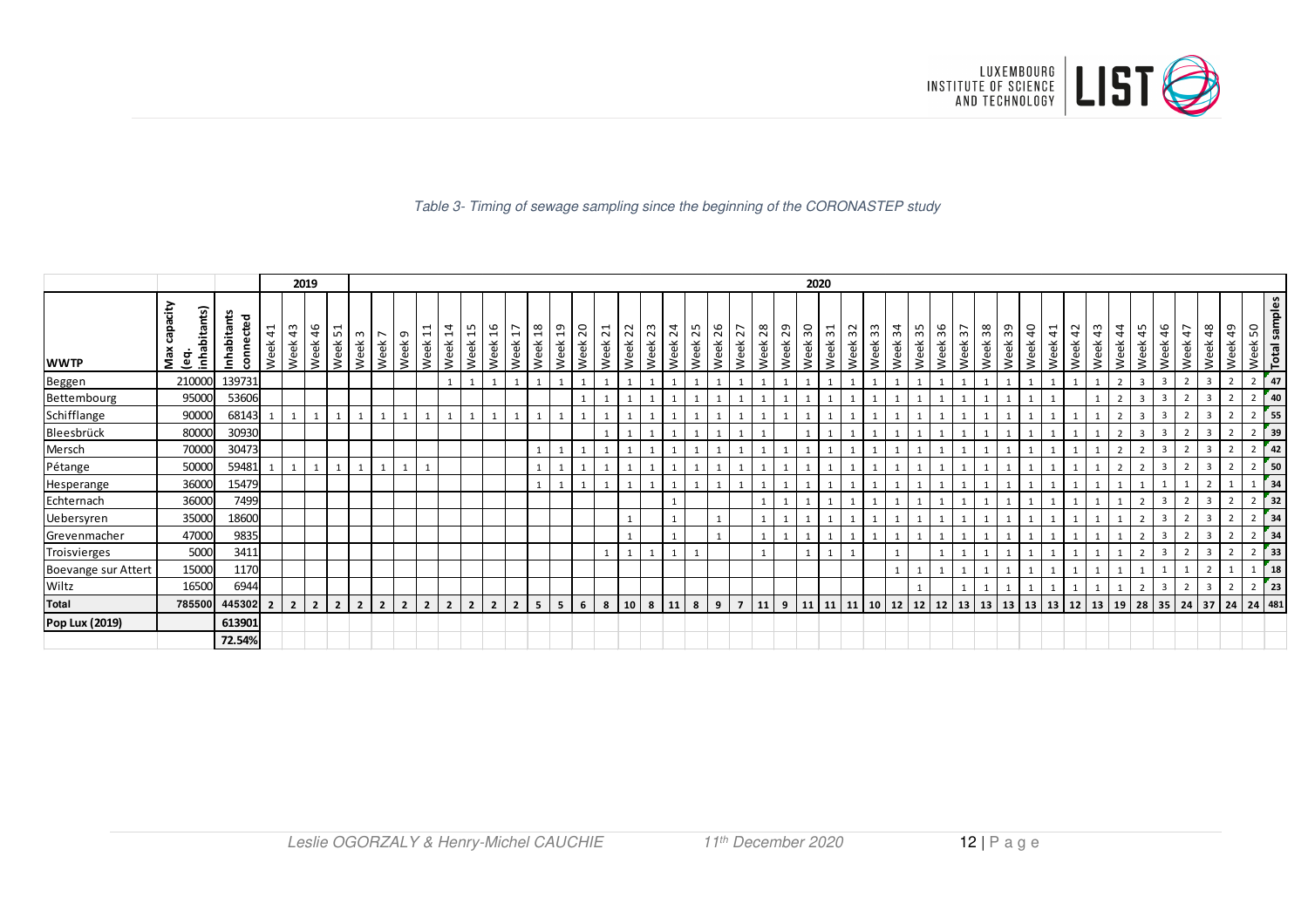*Table 3- Timing of sewage sampling since the beginning of the CORONASTEP study*

| | | | 2019 | | | | 2020 | | | | | | | | | | | | | | | | | | | | | | | | | | | | | | | | | | | | | | | | |
|---|---|---|---|---|---|---|---|---|---|---|---|---|---|---|---|---|---|---|---|---|---|---|---|---|---|---|---|---|---|---|---|---|---|---|---|---|---|---|---|---|---|---|---|---|---|---|---|
| **WWTP** | **Max capacity (eq. inhabitants)** | **Inhabitants connected** | Week 41 | Week 43 | Week 46 | Week 51 | Week 3 | Week 7 | Week 9 | Week 11 | Week 14 | Week 15 | Week 16 | Week 17 | Week 18 | Week 19 | Week 20 | Week 21 | Week 22 | Week 23 | Week 24 | Week 25 | Week 26 | Week 27 | Week 28 | Week 29 | Week 30 | Week 31 | Week 32 | Week 33 | Week 34 | Week 35 | Week 36 | Week 37 | Week 38 | Week 39 | Week 40 | Week 41 | Week 42 | Week 43 | Week 44 | Week 45 | Week 46 | Week 47 | Week 48 | Week 49 | Week 50 | **Total samples** |
| Beggen | 210000 | 139731 | | | | | | | | | 1 | 1 | 1 | 1 | 1 | 1 | 1 | 1 | 1 | 1 | 1 | 1 | 1 | 1 | 1 | 1 | 1 | 1 | 1 | 1 | 1 | 1 | 1 | 1 | 1 | 1 | 1 | 1 | 1 | 1 | 2 | 3 | 3 | 2 | 3 | 2 | 2 | 47 |
| Bettembourg | 95000 | 53606 | | | | | | | | | | | | | | | 1 | 1 | 1 | 1 | 1 | 1 | 1 | 1 | 1 | 1 | 1 | 1 | 1 | 1 | 1 | 1 | 1 | 1 | 1 | 1 | 1 | 1 | | 1 | 2 | 3 | 3 | 2 | 3 | 2 | 2 | 40 |
| Schifflange | 90000 | 68143 | 1 | 1 | 1 | 1 | 1 | 1 | 1 | 1 | 1 | 1 | 1 | 1 | 1 | 1 | 1 | 1 | 1 | 1 | 1 | 1 | 1 | 1 | 1 | 1 | 1 | 1 | 1 | 1 | 1 | 1 | 1 | 1 | 1 | 1 | 1 | 1 | 1 | 1 | 2 | 3 | 3 | 2 | 3 | 2 | 2 | 55 |
| Bleesbrück | 80000 | 30930 | | | | | | | | | | | | | | | | 1 | 1 | 1 | 1 | 1 | 1 | 1 | 1 | | 1 | 1 | 1 | 1 | 1 | 1 | 1 | 1 | 1 | 1 | 1 | 1 | 1 | 1 | 2 | 3 | 3 | 2 | 3 | 2 | 2 | 39 |
| Mersch | 70000 | 30473 | | | | | | | | | | | | | 1 | 1 | 1 | 1 | 1 | 1 | 1 | 1 | 1 | 1 | 1 | 1 | 1 | 1 | 1 | 1 | 1 | 1 | 1 | 1 | 1 | 1 | 1 | 1 | 1 | 1 | 2 | 2 | 3 | 2 | 3 | 2 | 2 | 42 |
| Pétange | 50000 | 59481 | 1 | 1 | 1 | 1 | 1 | 1 | 1 | 1 | | | | | 1 | 1 | 1 | 1 | 1 | 1 | 1 | 1 | 1 | 1 | 1 | 1 | 1 | 1 | 1 | 1 | 1 | 1 | 1 | 1 | 1 | 1 | 1 | 1 | 1 | 1 | 2 | 2 | 3 | 2 | 3 | 2 | 2 | 50 |
| Hesperange | 36000 | 15479 | | | | | | | | | | | | | 1 | 1 | 1 | 1 | 1 | 1 | 1 | 1 | 1 | 1 | 1 | 1 | 1 | 1 | 1 | 1 | 1 | 1 | 1 | 1 | 1 | 1 | 1 | 1 | 1 | 1 | 1 | 1 | 1 | 1 | 2 | 1 | 1 | 34 |
| Echternach | 36000 | 7499 | | | | | | | | | | | | | | | | | | | 1 | | | | 1 | 1 | 1 | 1 | 1 | 1 | 1 | 1 | 1 | 1 | 1 | 1 | 1 | 1 | 1 | 1 | 1 | 2 | 3 | 2 | 3 | 2 | 2 | 32 |
| Uebersyren | 35000 | 18600 | | | | | | | | | | | | | | | | | 1 | | 1 | | 1 | | 1 | 1 | 1 | 1 | 1 | 1 | 1 | 1 | 1 | 1 | 1 | 1 | 1 | 1 | 1 | 1 | 1 | 2 | 3 | 2 | 3 | 2 | 2 | 34 |
| Grevenmacher | 47000 | 9835 | | | | | | | | | | | | | | | | | 1 | | 1 | | 1 | | 1 | 1 | 1 | 1 | 1 | 1 | 1 | 1 | 1 | 1 | 1 | 1 | 1 | 1 | 1 | 1 | 1 | 2 | 3 | 2 | 3 | 2 | 2 | 34 |
| Troisvierges | 5000 | 3411 | | | | | | | | | | | | | | | | 1 | 1 | 1 | 1 | 1 | | | 1 | | 1 | 1 | 1 | | 1 | | 1 | 1 | 1 | 1 | 1 | 1 | 1 | 1 | 1 | 2 | 3 | 2 | 3 | 2 | 2 | 33 |
| Boevange sur Attert | 15000 | 1170 | | | | | | | | | | | | | | | | | | | | | | | | | | | | | 1 | 1 | 1 | 1 | 1 | 1 | 1 | 1 | 1 | 1 | 1 | 1 | 1 | 1 | 2 | 1 | 1 | 18 |
| Wiltz | 16500 | 6944 | | | | | | | | | | | | | | | | | | | | | | | | | | | | | | 1 | | 1 | 1 | 1 | 1 | 1 | 1 | 1 | 1 | 2 | 3 | 2 | 3 | 2 | 2 | 23 |
| **Total** | **785500** | **445302** | **2** | **2** | **2** | **2** | **2** | **2** | **2** | **2** | **2** | **2** | **2** | **2** | **5** | **5** | **6** | **8** | **10** | **8** | **11** | **8** | **9** | **7** | **11** | **9** | **11** | **11** | **11** | **10** | **12** | **12** | **12** | **13** | **13** | **13** | **13** | **13** | **12** | **13** | **19** | **28** | **35** | **24** | **37** | **24** | **24** | **481** |
| **Pop Lux (2019)** | | **613901** | | | | | | | | | | | | | | | | | | | | | | | | | | | | | | | | | | | | | | | | | | | | | | |
| | | **72.54%** | | | | | | | | | | | | | | | | | | | | | | | | | | | | | | | | | | | | | | | | | | | | | | |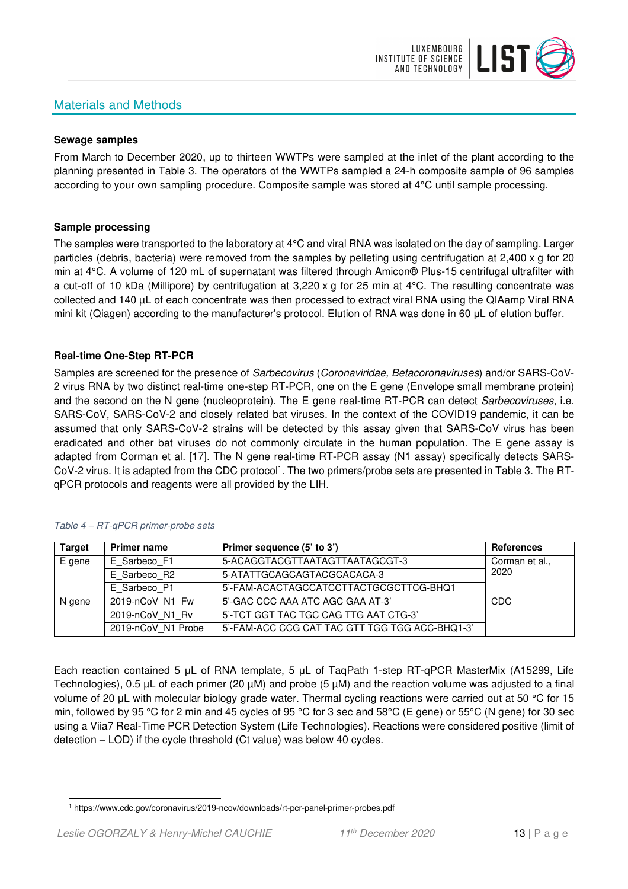## Materials and Methods

**Sewage samples**

From March to December 2020, up to thirteen WWTPs were sampled at the inlet of the plant according to the planning presented in Table 3. The operators of the WWTPs sampled a 24-h composite sample of 96 samples according to your own sampling procedure. Composite sample was stored at 4°C until sample processing.

**Sample processing**

The samples were transported to the laboratory at 4°C and viral RNA was isolated on the day of sampling. Larger particles (debris, bacteria) were removed from the samples by pelleting using centrifugation at 2,400 x g for 20 min at 4°C. A volume of 120 mL of supernatant was filtered through Amicon® Plus-15 centrifugal ultrafilter with a cut-off of 10 kDa (Millipore) by centrifugation at 3,220 x g for 25 min at 4°C. The resulting concentrate was collected and 140 µL of each concentrate was then processed to extract viral RNA using the QIAamp Viral RNA mini kit (Qiagen) according to the manufacturer's protocol. Elution of RNA was done in 60 µL of elution buffer.

**Real-time One-Step RT-PCR**

Samples are screened for the presence of *Sarbecovirus* (*Coronaviridae, Betacoronaviruses*) and/or SARS-CoV-2 virus RNA by two distinct real-time one-step RT-PCR, one on the E gene (Envelope small membrane protein) and the second on the N gene (nucleoprotein). The E gene real-time RT-PCR can detect *Sarbecoviruses*, i.e. SARS-CoV, SARS-CoV-2 and closely related bat viruses. In the context of the COVID19 pandemic, it can be assumed that only SARS-CoV-2 strains will be detected by this assay given that SARS-CoV virus has been eradicated and other bat viruses do not commonly circulate in the human population. The E gene assay is adapted from Corman et al. [17]. The N gene real-time RT-PCR assay (N1 assay) specifically detects SARS-CoV-2 virus. It is adapted from the CDC protocol[1]. The two primers/probe sets are presented in Table 3. The RT-qPCR protocols and reagents were all provided by the LIH.

*Table 4 – RT-qPCR primer-probe sets*

| Target | Primer name | Primer sequence (5' to 3') | References |
|---|---|---|---|
| E gene | E_Sarbeco_F1 | 5-ACAGGTACGTTAATAGTTAATAGCGT-3 | Corman et al., 2020 |
| | E_Sarbeco_R2 | 5-ATATTGCAGCAGTACGCACACA-3 | |
| | E_Sarbeco_P1 | 5'-FAM-ACACTAGCCATCCTTACTGCGCTTCG-BHQ1 | |
| N gene | 2019-nCoV_N1_Fw | 5'-GAC CCC AAA ATC AGC GAA AT-3' | CDC |
| | 2019-nCoV_N1_Rv | 5'-TCT GGT TAC TGC CAG TTG AAT CTG-3' | |
| | 2019-nCoV_N1 Probe | 5'-FAM-ACC CCG CAT TAC GTT TGG TGG ACC-BHQ1-3' | |

Each reaction contained 5 µL of RNA template, 5 µL of TaqPath 1-step RT-qPCR MasterMix (A15299, Life Technologies), 0.5 µL of each primer (20 µM) and probe (5 µM) and the reaction volume was adjusted to a final volume of 20 µL with molecular biology grade water. Thermal cycling reactions were carried out at 50 °C for 15 min, followed by 95 °C for 2 min and 45 cycles of 95 °C for 3 sec and 58°C (E gene) or 55°C (N gene) for 30 sec using a Viia7 Real-Time PCR Detection System (Life Technologies). Reactions were considered positive (limit of detection – LOD) if the cycle threshold (Ct value) was below 40 cycles.

[1] https://www.cdc.gov/coronavirus/2019-ncov/downloads/rt-pcr-panel-primer-probes.pdf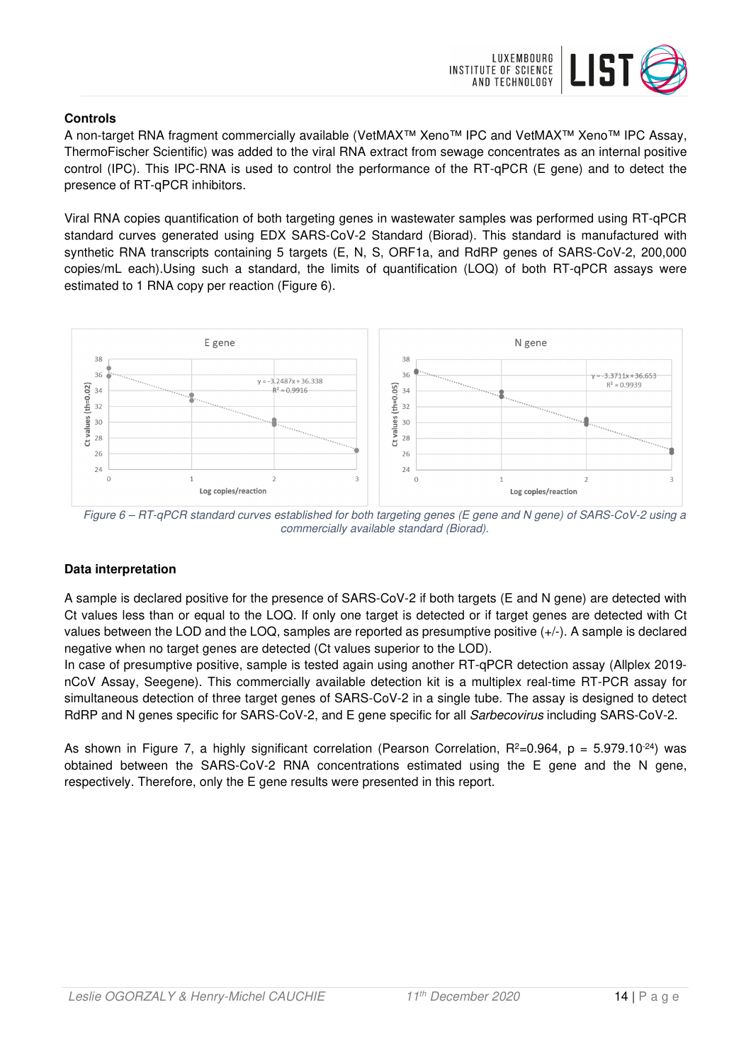**Controls**

A non-target RNA fragment commercially available (VetMAX™ Xeno™ IPC and VetMAX™ Xeno™ IPC Assay, ThermoFischer Scientific) was added to the viral RNA extract from sewage concentrates as an internal positive control (IPC). This IPC-RNA is used to control the performance of the RT-qPCR (E gene) and to detect the presence of RT-qPCR inhibitors.

Viral RNA copies quantification of both targeting genes in wastewater samples was performed using RT-qPCR standard curves generated using EDX SARS-CoV-2 Standard (Biorad). This standard is manufactured with synthetic RNA transcripts containing 5 targets (E, N, S, ORF1a, and RdRP genes of SARS-CoV-2, 200,000 copies/mL each).Using such a standard, the limits of quantification (LOQ) of both RT-qPCR assays were estimated to 1 RNA copy per reaction (Figure 6).

*Figure 6 – RT-qPCR standard curves established for both targeting genes (E gene and N gene) of SARS-CoV-2 using a commercially available standard (Biorad).*

**Data interpretation**

A sample is declared positive for the presence of SARS-CoV-2 if both targets (E and N gene) are detected with Ct values less than or equal to the LOQ. If only one target is detected or if target genes are detected with Ct values between the LOD and the LOQ, samples are reported as presumptive positive (+/-). A sample is declared negative when no target genes are detected (Ct values superior to the LOD).
In case of presumptive positive, sample is tested again using another RT-qPCR detection assay (Allplex 2019-nCoV Assay, Seegene). This commercially available detection kit is a multiplex real-time RT-PCR assay for simultaneous detection of three target genes of SARS-CoV-2 in a single tube. The assay is designed to detect RdRP and N genes specific for SARS-CoV-2, and E gene specific for all *Sarbecovirus* including SARS-CoV-2.

As shown in Figure 7, a highly significant correlation (Pearson Correlation, $R^2$=0.964, p = $5.979.10^{-24}$) was obtained between the SARS-CoV-2 RNA concentrations estimated using the E gene and the N gene, respectively. Therefore, only the E gene results were presented in this report.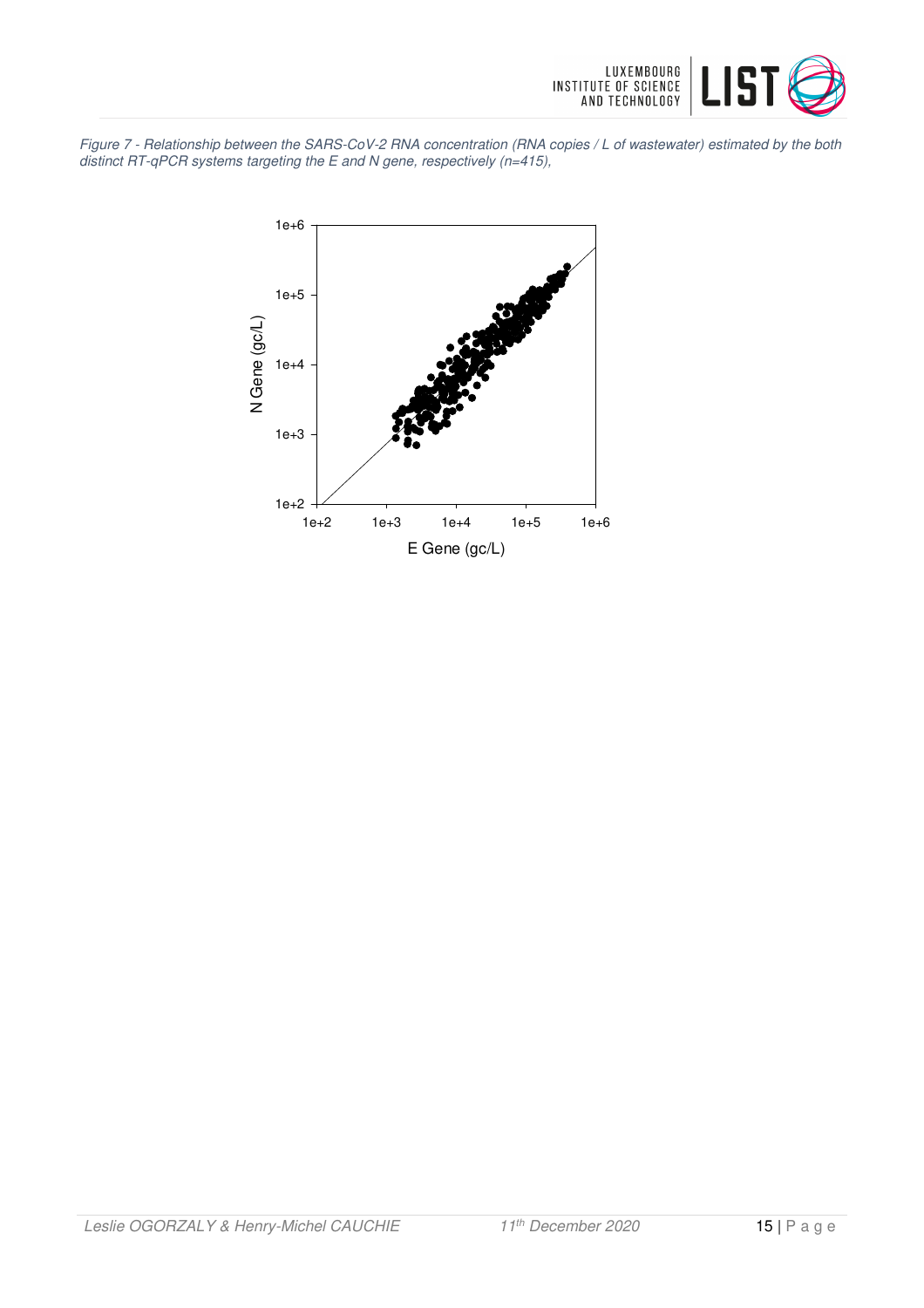*Figure 7 - Relationship between the SARS-CoV-2 RNA concentration (RNA copies / L of wastewater) estimated by the both distinct RT-qPCR systems targeting the E and N gene, respectively (n=415),*

N Gene (gc/L)

1e+6
1e+5
1e+4
1e+3
1e+2

1e+2 1e+3 1e+4 1e+5 1e+6

E Gene (gc/L)